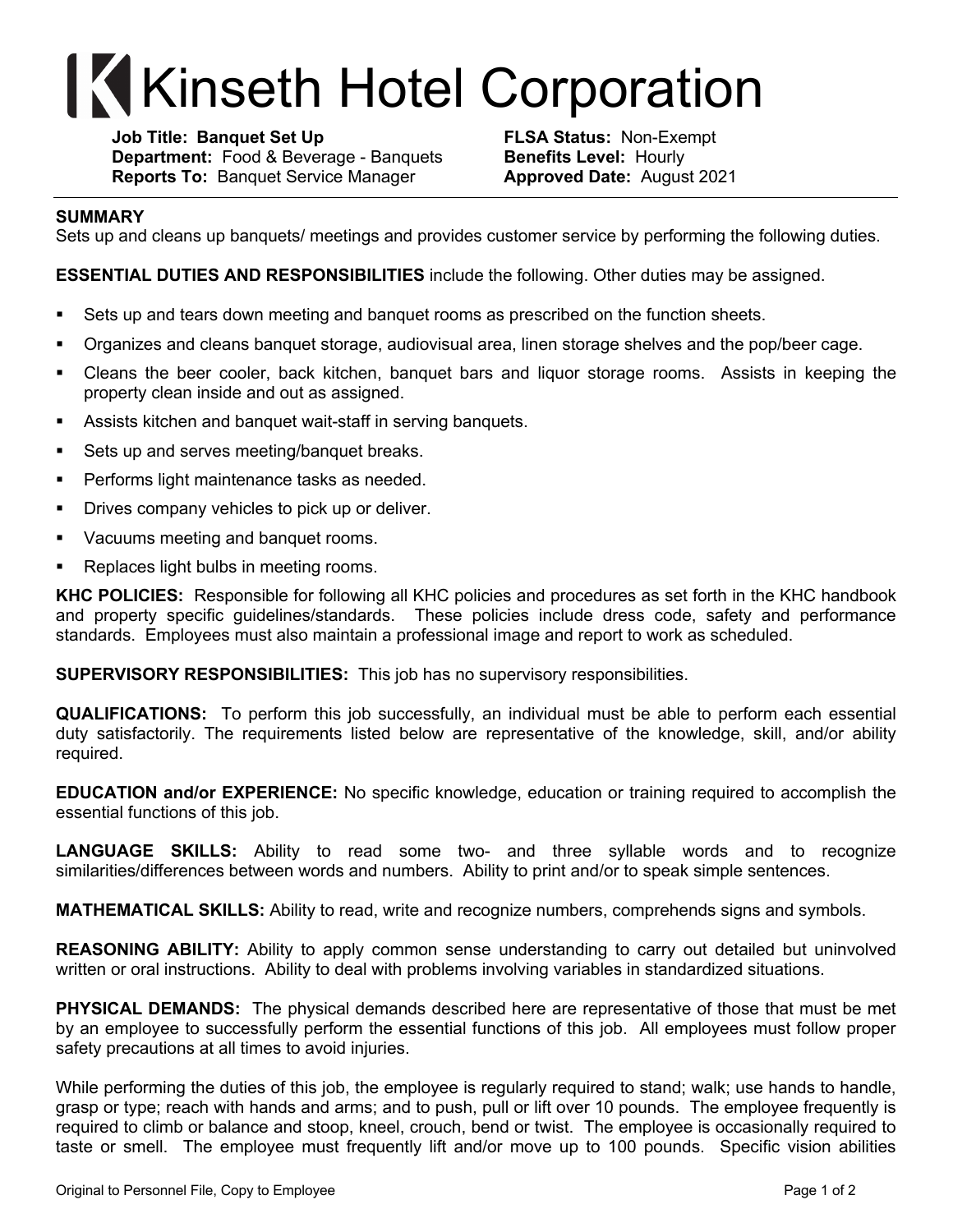# Kinseth Hotel Corporation

**Job Title: Banquet Set Up**
**Department:** Food & Beverage - Banquets
**Reports To:** Banquet Service Manager

**FLSA Status:** Non-Exempt
**Benefits Level:** Hourly
**Approved Date:** August 2021

---

**SUMMARY**
Sets up and cleans up banquets/ meetings and provides customer service by performing the following duties.

**ESSENTIAL DUTIES AND RESPONSIBILITIES** include the following. Other duties may be assigned.

- Sets up and tears down meeting and banquet rooms as prescribed on the function sheets.
- Organizes and cleans banquet storage, audiovisual area, linen storage shelves and the pop/beer cage.
- Cleans the beer cooler, back kitchen, banquet bars and liquor storage rooms. Assists in keeping the property clean inside and out as assigned.
- Assists kitchen and banquet wait-staff in serving banquets.
- Sets up and serves meeting/banquet breaks.
- Performs light maintenance tasks as needed.
- Drives company vehicles to pick up or deliver.
- Vacuums meeting and banquet rooms.
- Replaces light bulbs in meeting rooms.

**KHC POLICIES:** Responsible for following all KHC policies and procedures as set forth in the KHC handbook and property specific guidelines/standards. These policies include dress code, safety and performance standards. Employees must also maintain a professional image and report to work as scheduled.

**SUPERVISORY RESPONSIBILITIES:** This job has no supervisory responsibilities.

**QUALIFICATIONS:** To perform this job successfully, an individual must be able to perform each essential duty satisfactorily. The requirements listed below are representative of the knowledge, skill, and/or ability required.

**EDUCATION and/or EXPERIENCE:** No specific knowledge, education or training required to accomplish the essential functions of this job.

**LANGUAGE SKILLS:** Ability to read some two- and three syllable words and to recognize similarities/differences between words and numbers. Ability to print and/or to speak simple sentences.

**MATHEMATICAL SKILLS:** Ability to read, write and recognize numbers, comprehends signs and symbols.

**REASONING ABILITY:** Ability to apply common sense understanding to carry out detailed but uninvolved written or oral instructions. Ability to deal with problems involving variables in standardized situations.

**PHYSICAL DEMANDS:** The physical demands described here are representative of those that must be met by an employee to successfully perform the essential functions of this job. All employees must follow proper safety precautions at all times to avoid injuries.

While performing the duties of this job, the employee is regularly required to stand; walk; use hands to handle, grasp or type; reach with hands and arms; and to push, pull or lift over 10 pounds. The employee frequently is required to climb or balance and stoop, kneel, crouch, bend or twist. The employee is occasionally required to taste or smell. The employee must frequently lift and/or move up to 100 pounds. Specific vision abilities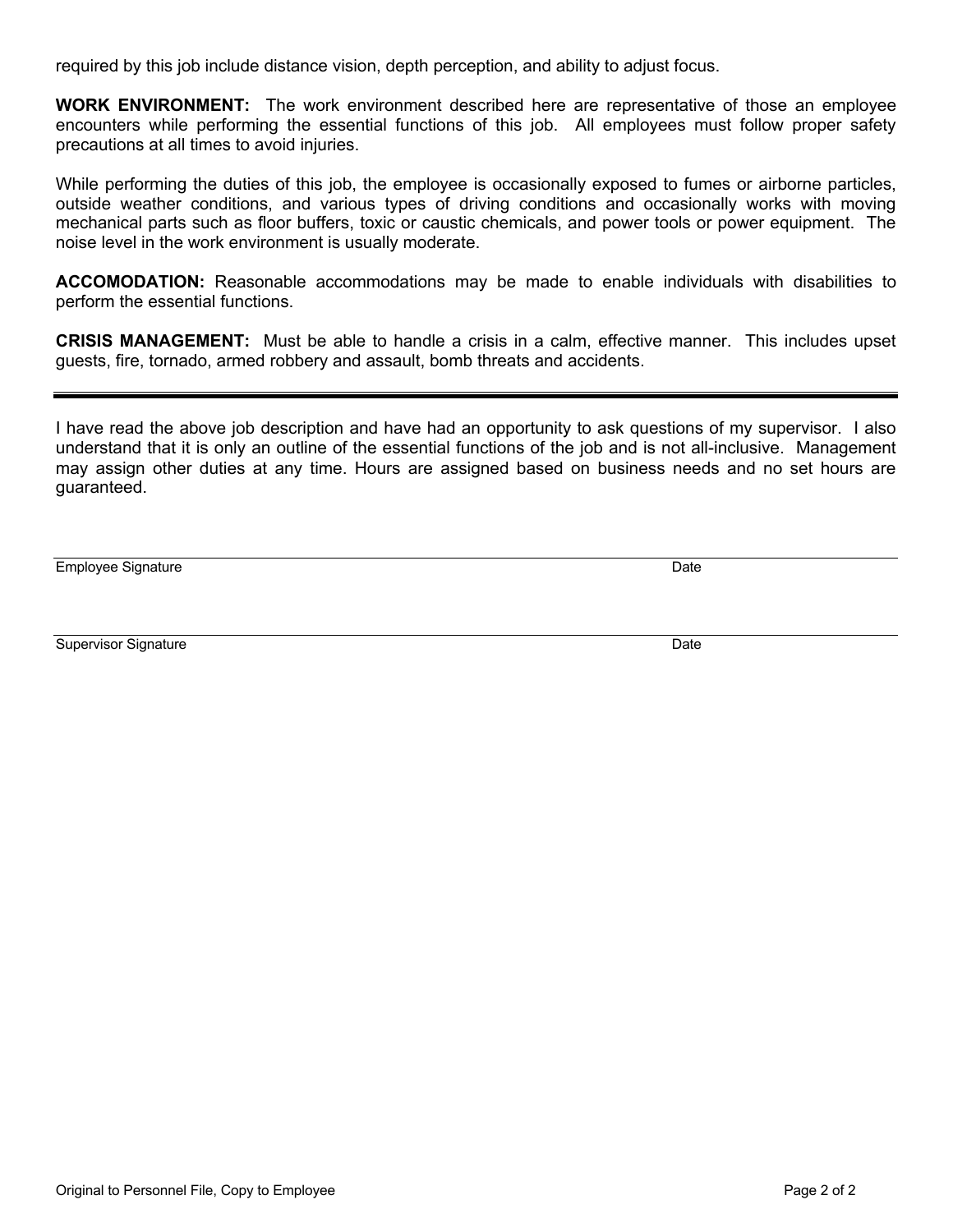required by this job include distance vision, depth perception, and ability to adjust focus.

**WORK ENVIRONMENT:** The work environment described here are representative of those an employee encounters while performing the essential functions of this job. All employees must follow proper safety precautions at all times to avoid injuries.

While performing the duties of this job, the employee is occasionally exposed to fumes or airborne particles, outside weather conditions, and various types of driving conditions and occasionally works with moving mechanical parts such as floor buffers, toxic or caustic chemicals, and power tools or power equipment. The noise level in the work environment is usually moderate.

**ACCOMODATION:** Reasonable accommodations may be made to enable individuals with disabilities to perform the essential functions.

**CRISIS MANAGEMENT:** Must be able to handle a crisis in a calm, effective manner. This includes upset guests, fire, tornado, armed robbery and assault, bomb threats and accidents.

---

I have read the above job description and have had an opportunity to ask questions of my supervisor. I also understand that it is only an outline of the essential functions of the job and is not all-inclusive. Management may assign other duties at any time. Hours are assigned based on business needs and no set hours are guaranteed.

\_\_\_\_\_\_\_\_\_\_\_\_\_\_\_\_\_\_\_\_\_\_\_\_\_\_\_\_\_\_\_\_\_\_\_\_\_\_\_\_\_\_\_\_\_\_\_\_\_\_\_\_\_\_\_\_\_\_\_\_

Employee Signature Date

\_\_\_\_\_\_\_\_\_\_\_\_\_\_\_\_\_\_\_\_\_\_\_\_\_\_\_\_\_\_\_\_\_\_\_\_\_\_\_\_\_\_\_\_\_\_\_\_\_\_\_\_\_\_\_\_\_\_\_\_

Supervisor Signature Date

Original to Personnel File, Copy to Employee